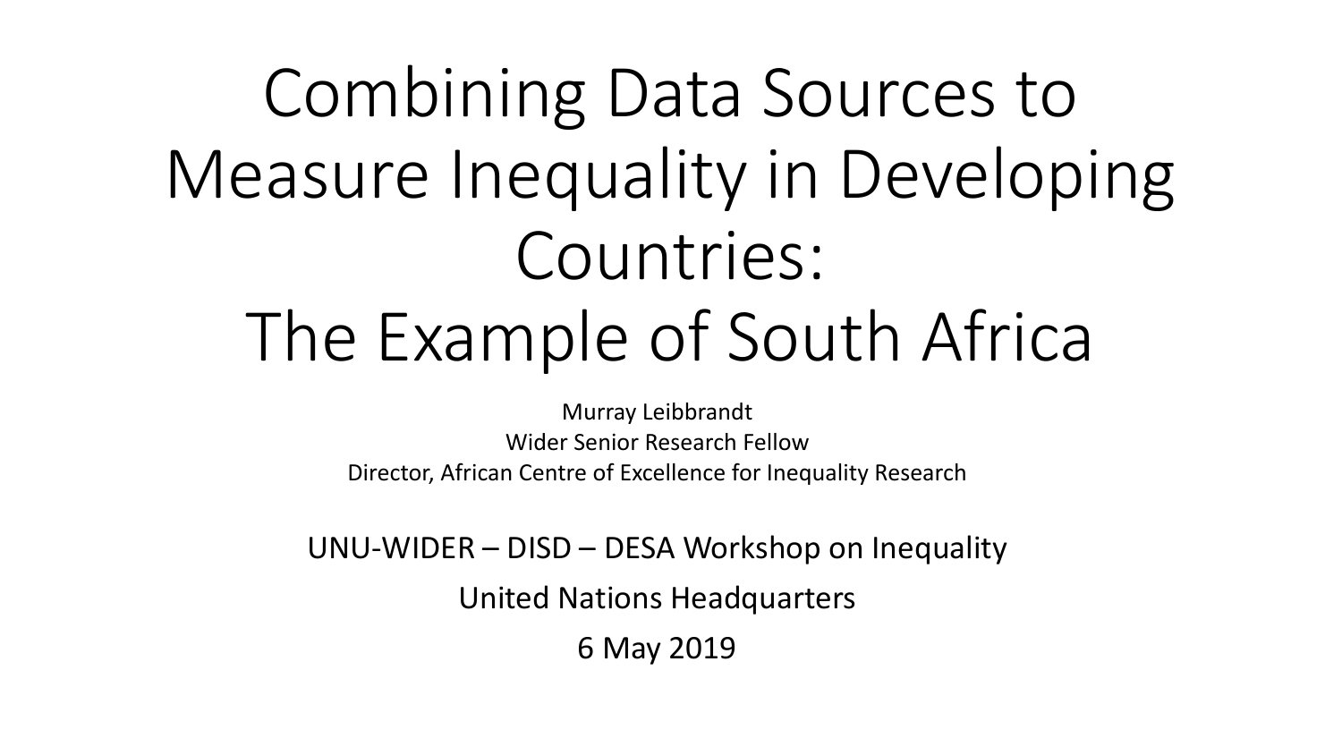# Combining Data Sources to Measure Inequality in Developing Countries: The Example of South Africa

Murray Leibbrandt

Wider Senior Research Fellow

Director, African Centre of Excellence for Inequality Research

UNU-WIDER – DISD – DESA Workshop on Inequality

United Nations Headquarters

6 May 2019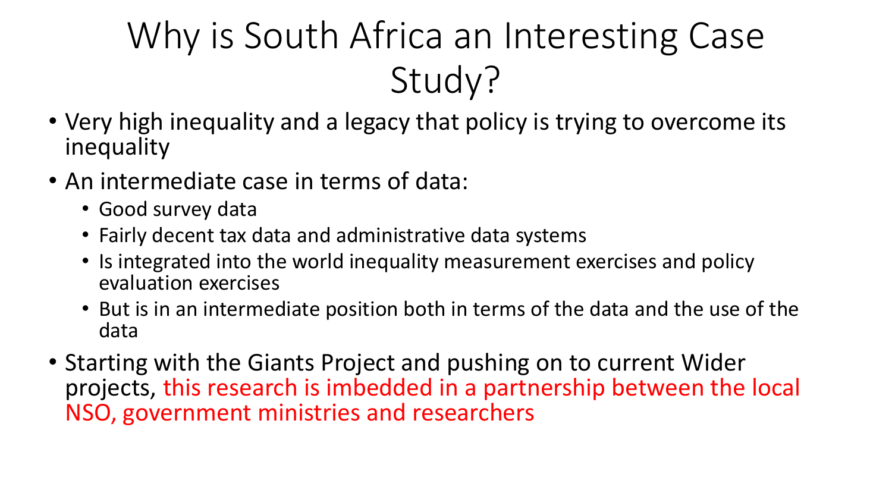# Why is South Africa an Interesting Case Study?

- Very high inequality and a legacy that policy is trying to overcome its inequality
- An intermediate case in terms of data:
  - Good survey data
  - Fairly decent tax data and administrative data systems
  - Is integrated into the world inequality measurement exercises and policy evaluation exercises
  - But is in an intermediate position both in terms of the data and the use of the data
- Starting with the Giants Project and pushing on to current Wider projects, this research is imbedded in a partnership between the local NSO, government ministries and researchers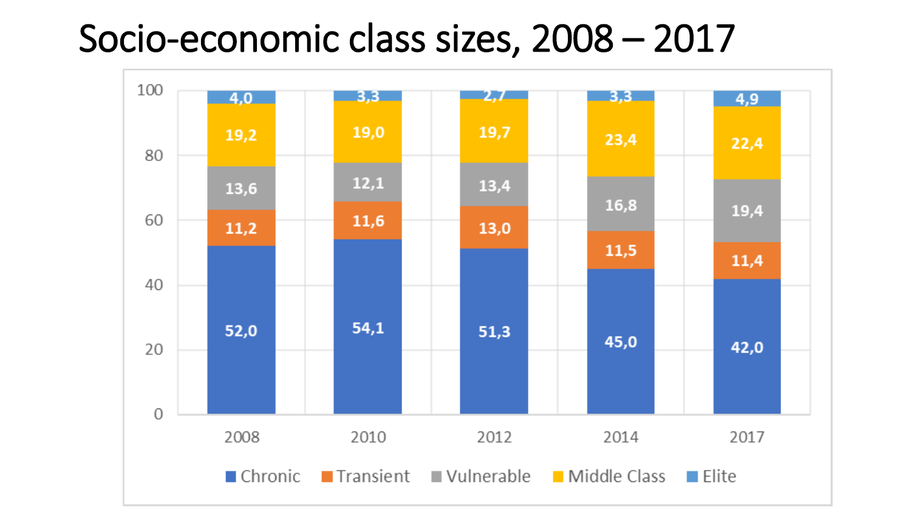# Socio-economic class sizes, 2008 – 2017

| Year | Chronic | Transient | Vulnerable | Middle Class | Elite |
|---|---|---|---|---|---|
| 2008 | 52,0 | 11,2 | 13,6 | 19,2 | 4,0 |
| 2010 | 54,1 | 11,6 | 12,1 | 19,0 | 3,3 |
| 2012 | 51,3 | 13,0 | 13,4 | 19,7 | 2,7 |
| 2014 | 45,0 | 11,5 | 16,8 | 23,4 | 3,3 |
| 2017 | 42,0 | 11,4 | 19,4 | 22,4 | 4,9 |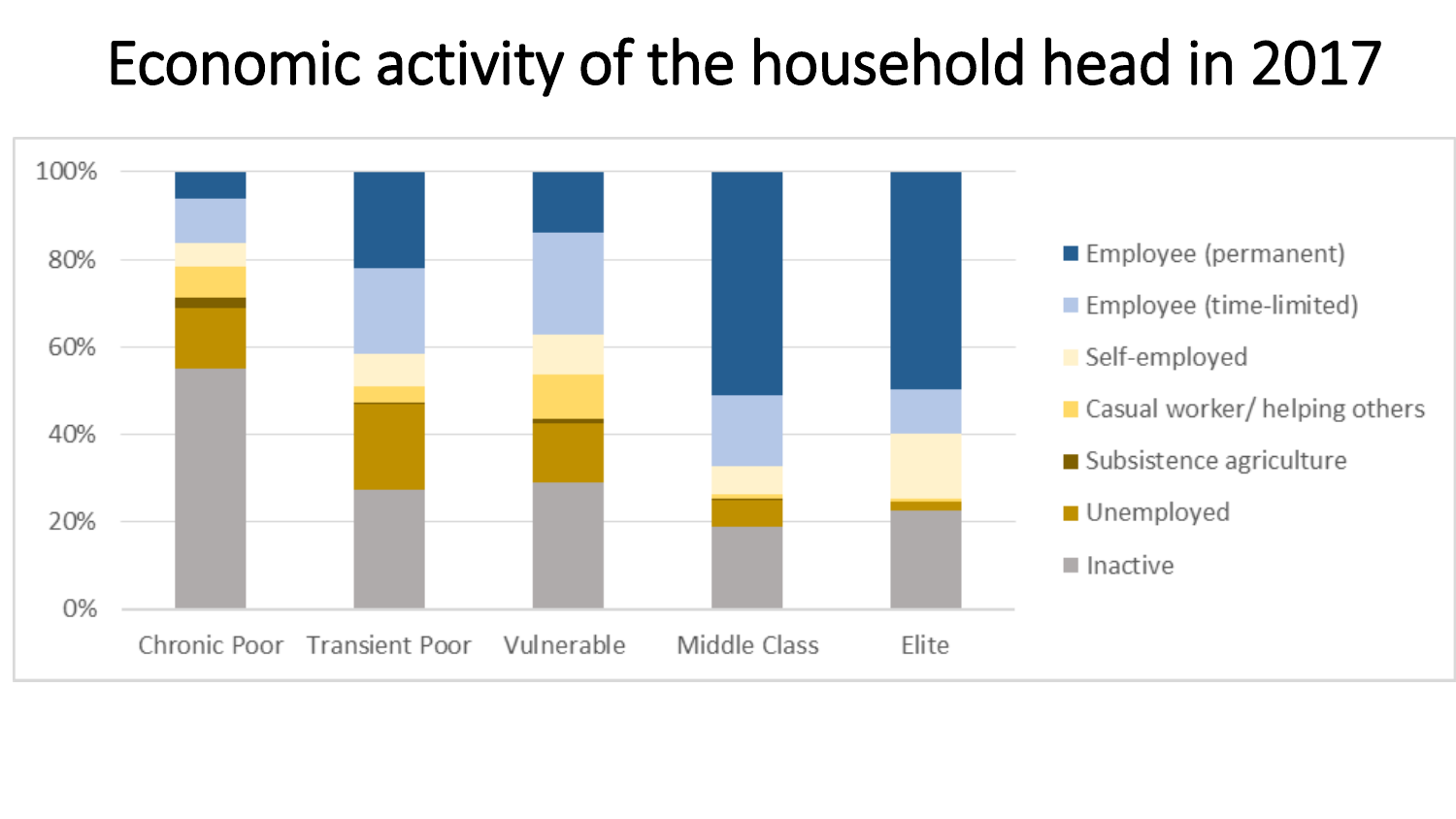# Economic activity of the household head in 2017

100%
80%
60%
40%
20%
0%

Chronic Poor | Transient Poor | Vulnerable | Middle Class | Elite

- Employee (permanent)
- Employee (time-limited)
- Self-employed
- Casual worker/ helping others
- Subsistence agriculture
- Unemployed
- Inactive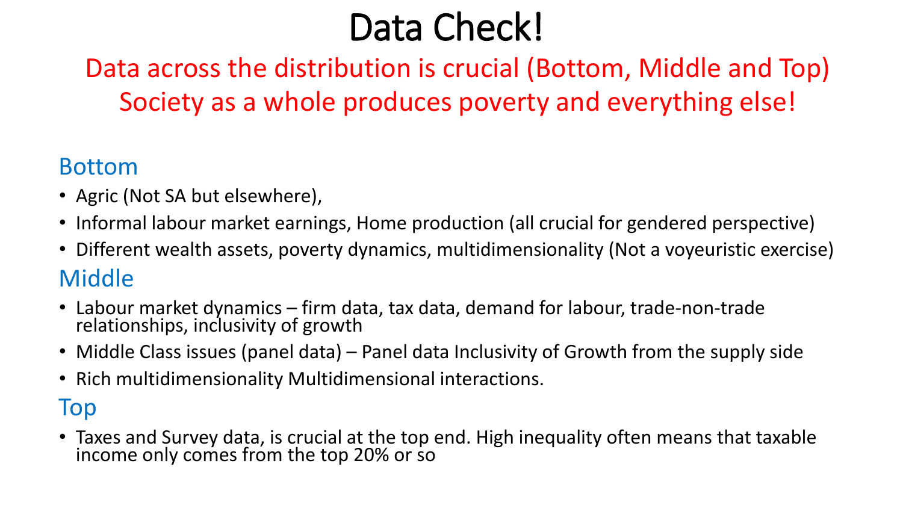# Data Check!

**Data across the distribution is crucial (Bottom, Middle and Top)**
**Society as a whole produces poverty and everything else!**

## Bottom

- Agric (Not SA but elsewhere),
- Informal labour market earnings, Home production (all crucial for gendered perspective)
- Different wealth assets, poverty dynamics, multidimensionality (Not a voyeuristic exercise)

## Middle

- Labour market dynamics – firm data, tax data, demand for labour, trade-non-trade relationships, inclusivity of growth
- Middle Class issues (panel data) – Panel data Inclusivity of Growth from the supply side
- Rich multidimensionality Multidimensional interactions.

## Top

- Taxes and Survey data, is crucial at the top end. High inequality often means that taxable income only comes from the top 20% or so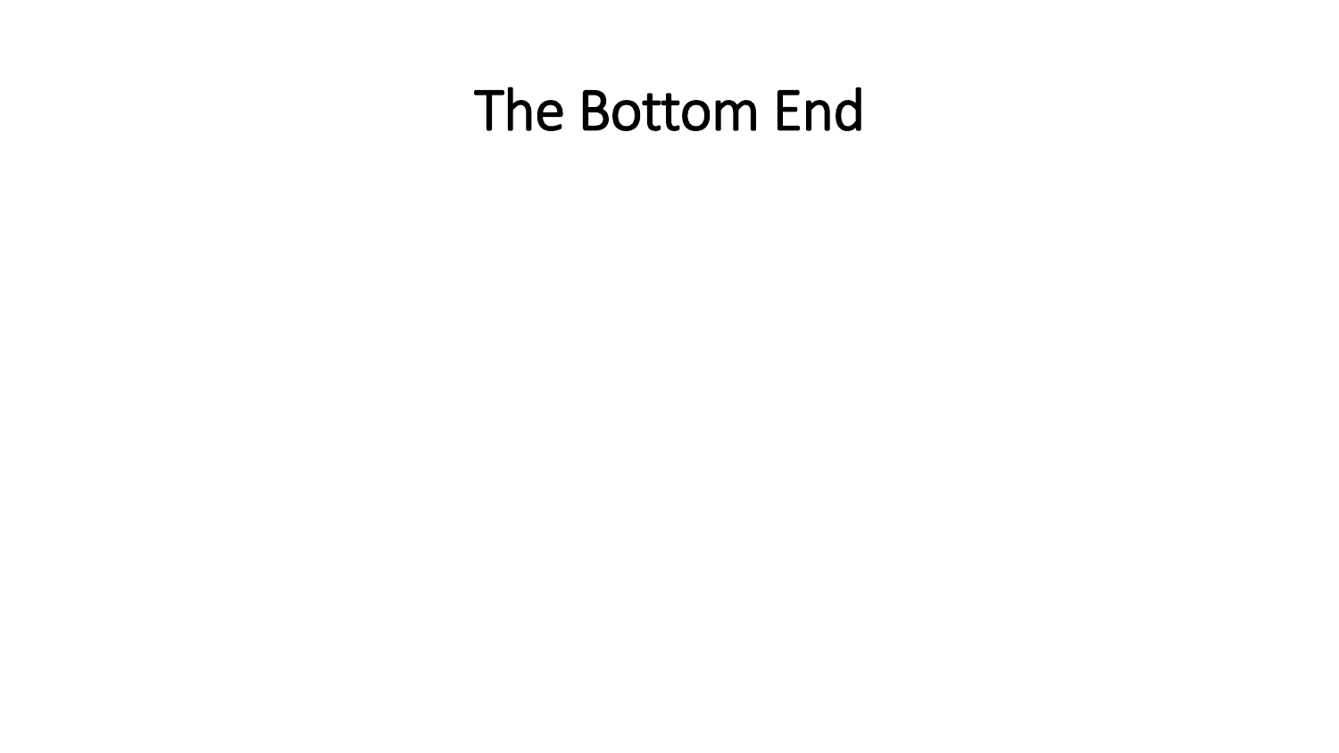# The Bottom End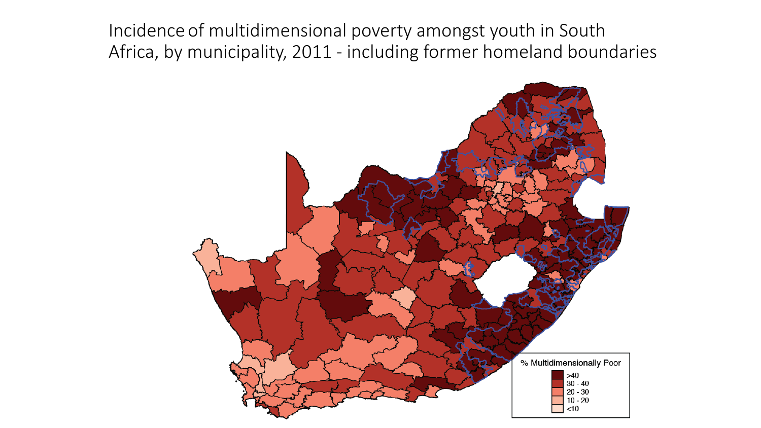# Incidence of multidimensional poverty amongst youth in South Africa, by municipality, 2011 - including former homeland boundaries

% Multidimensionally Poor

- >40
- 30 - 40
- 20 - 30
- 10 - 20
- <10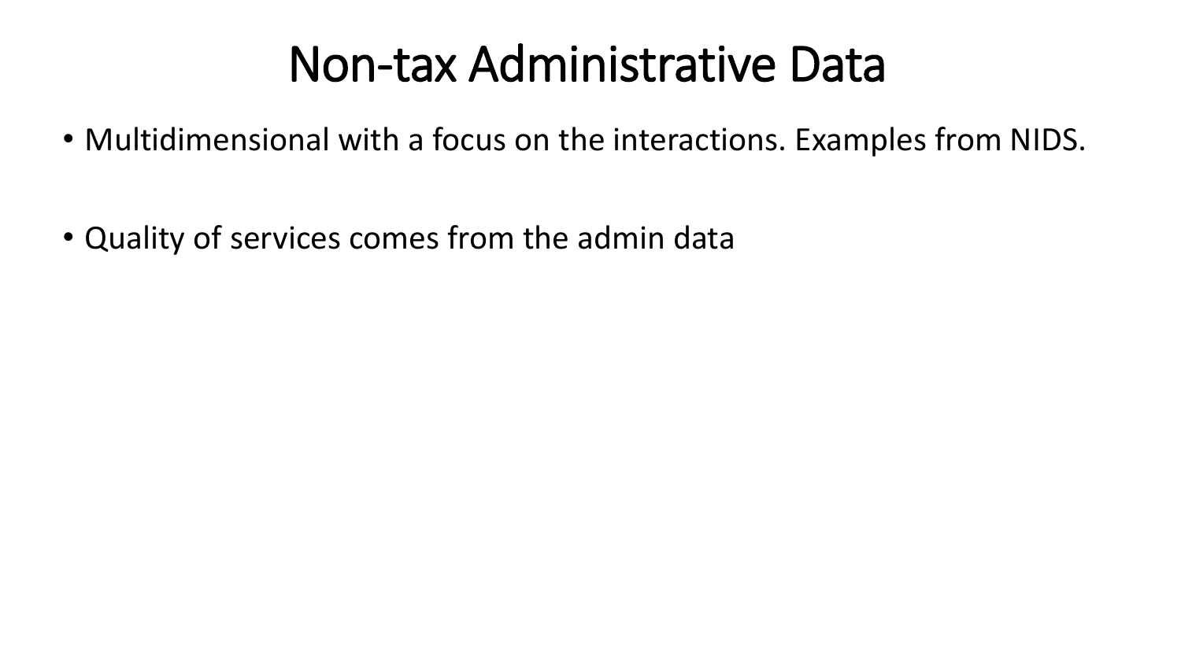# Non-tax Administrative Data

- Multidimensional with a focus on the interactions. Examples from NIDS.
- Quality of services comes from the admin data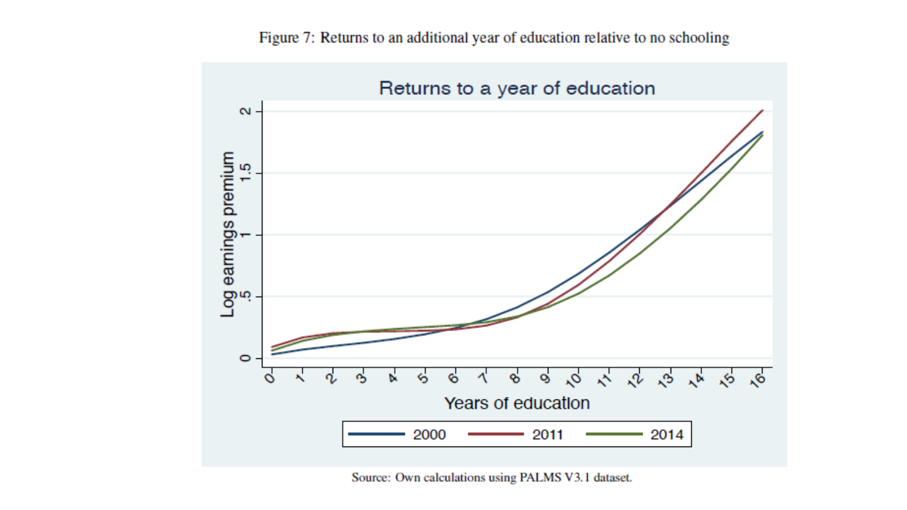Figure 7: Returns to an additional year of education relative to no schooling

Source: Own calculations using PALMS V3.1 dataset.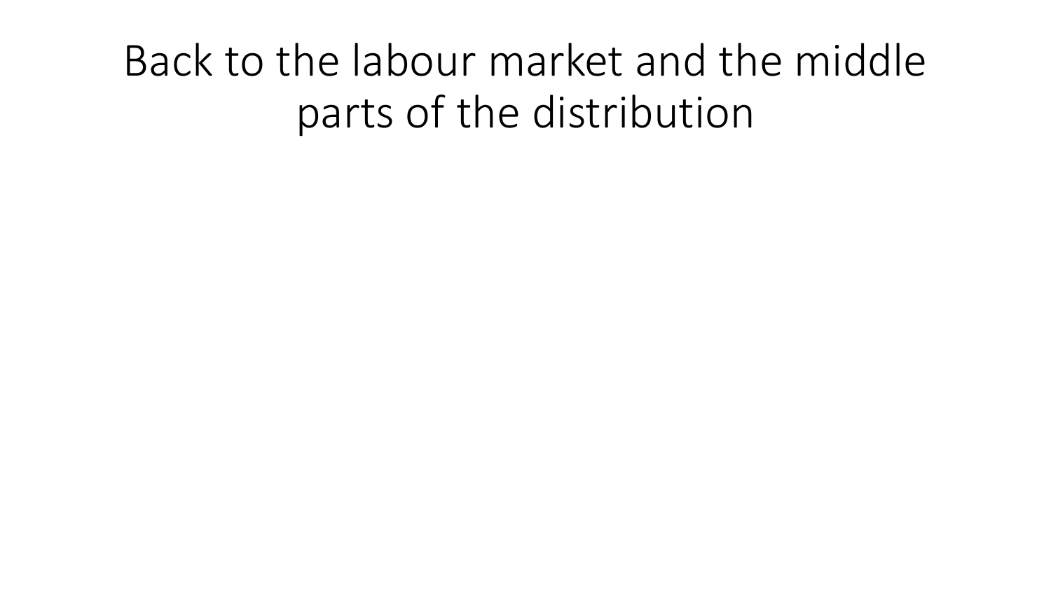# Back to the labour market and the middle parts of the distribution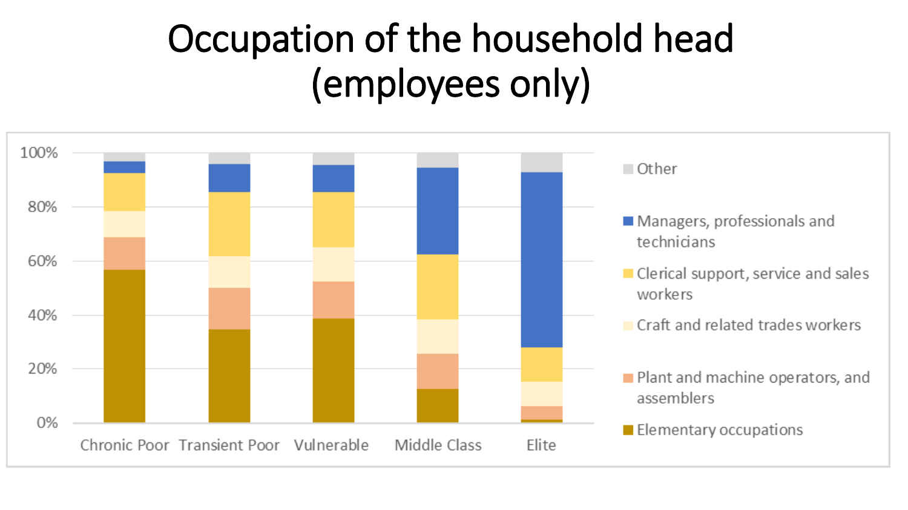# Occupation of the household head (employees only)

| | Chronic Poor | Transient Poor | Vulnerable | Middle Class | Elite |
|---|---|---|---|---|---|
| Other | | | | | |
| Managers, professionals and technicians | | | | | |
| Clerical support, service and sales workers | | | | | |
| Craft and related trades workers | | | | | |
| Plant and machine operators, and assemblers | | | | | |
| Elementary occupations | | | | | |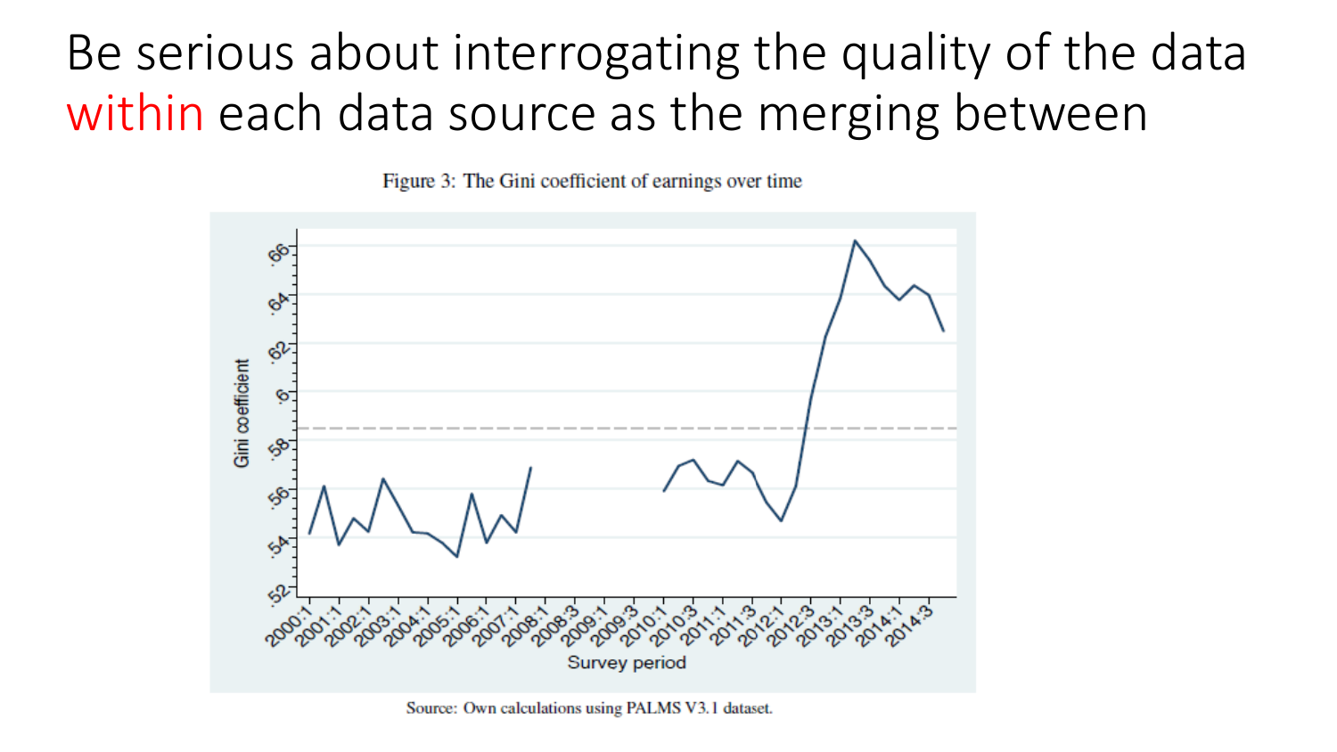# Be serious about interrogating the quality of the data within each data source as the merging between

Figure 3: The Gini coefficient of earnings over time

Source: Own calculations using PALMS V3.1 dataset.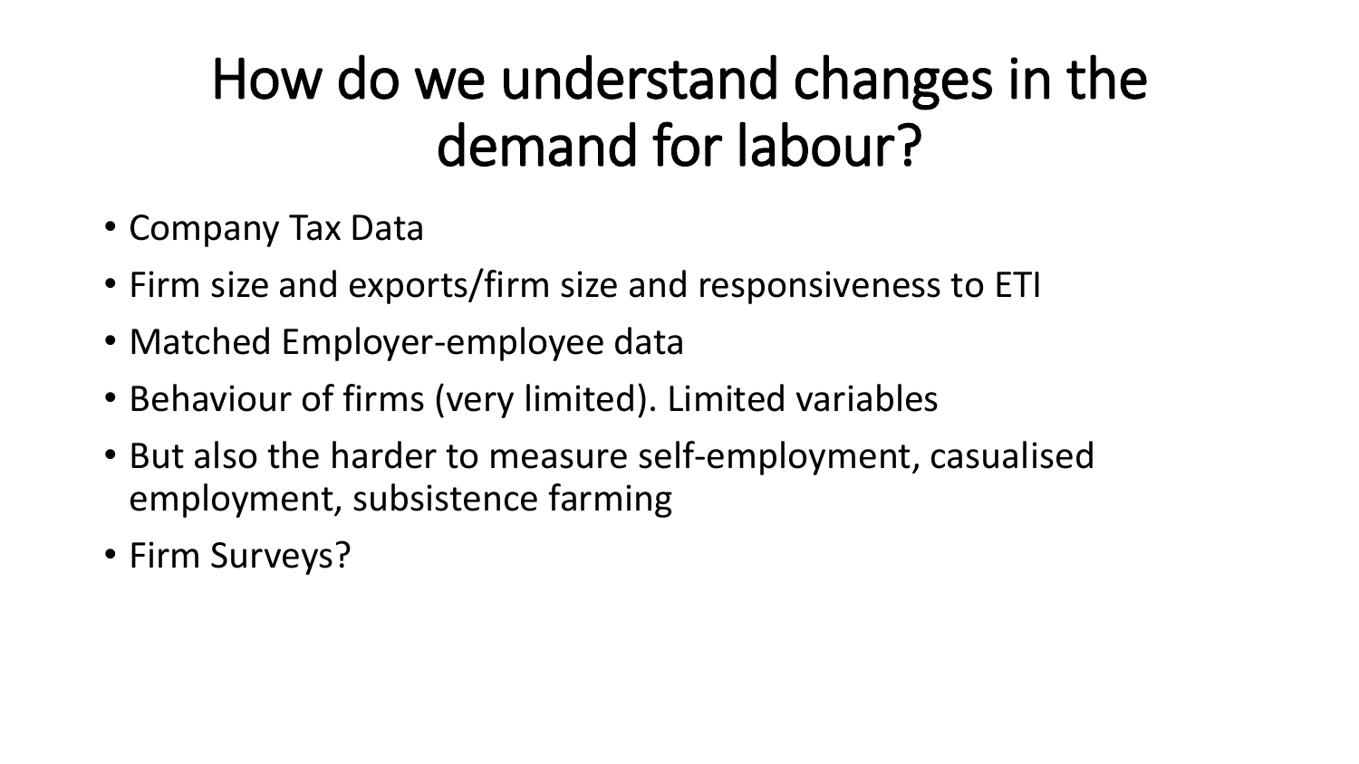# How do we understand changes in the demand for labour?

- Company Tax Data
- Firm size and exports/firm size and responsiveness to ETI
- Matched Employer-employee data
- Behaviour of firms (very limited). Limited variables
- But also the harder to measure self-employment, casualised employment, subsistence farming
- Firm Surveys?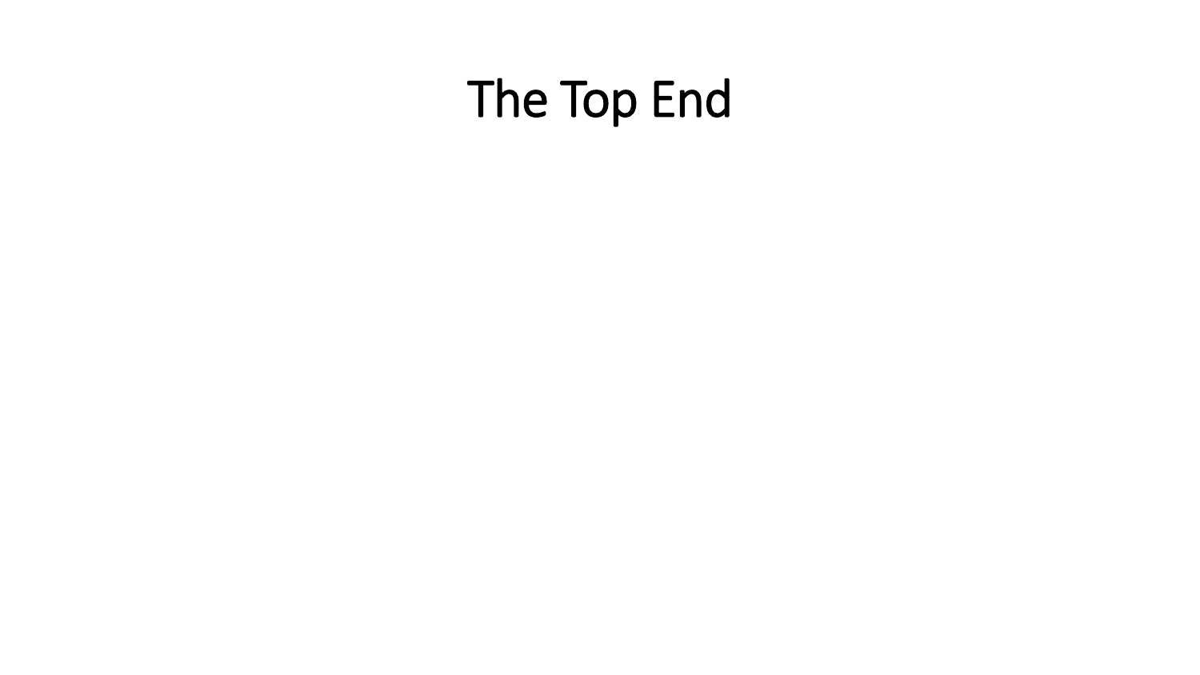# The Top End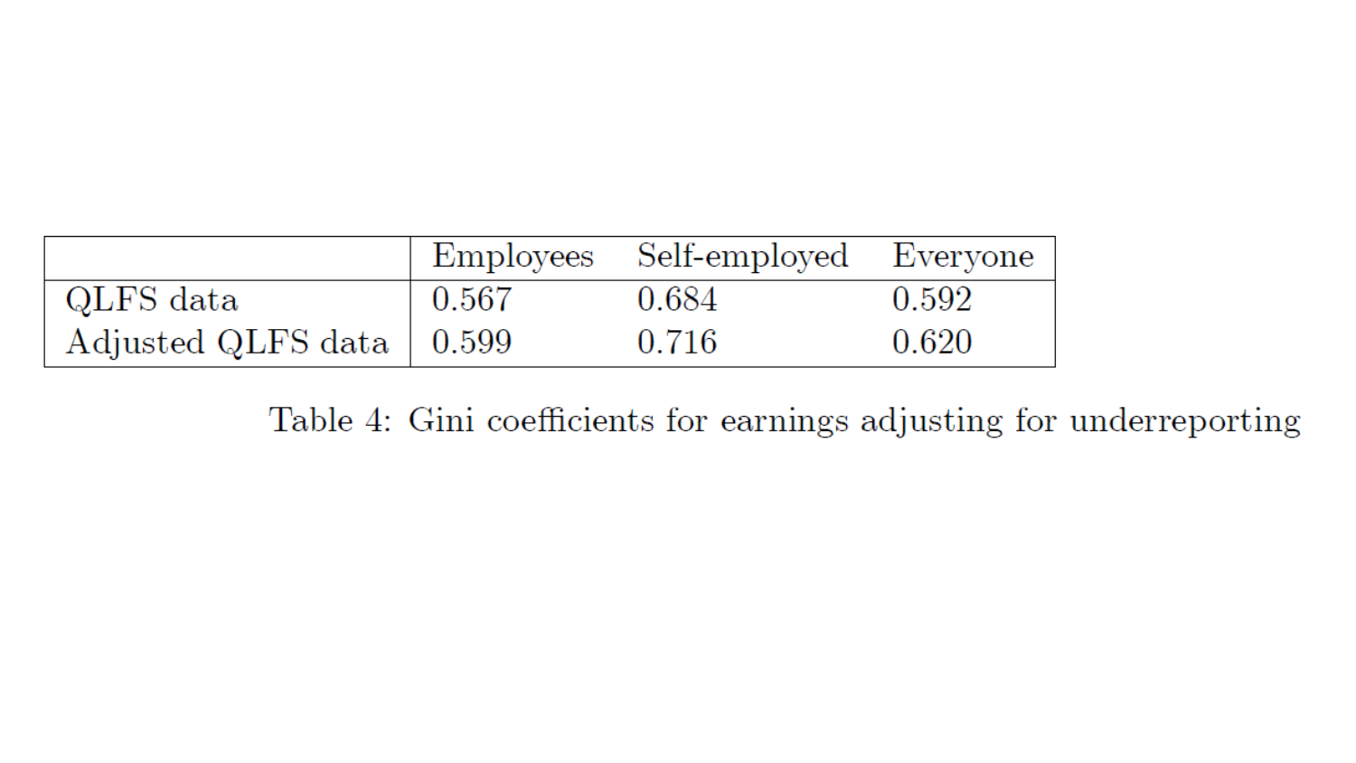|  | Employees | Self-employed | Everyone |
|---|---|---|---|
| QLFS data | 0.567 | 0.684 | 0.592 |
| Adjusted QLFS data | 0.599 | 0.716 | 0.620 |

Table 4: Gini coefficients for earnings adjusting for underreporting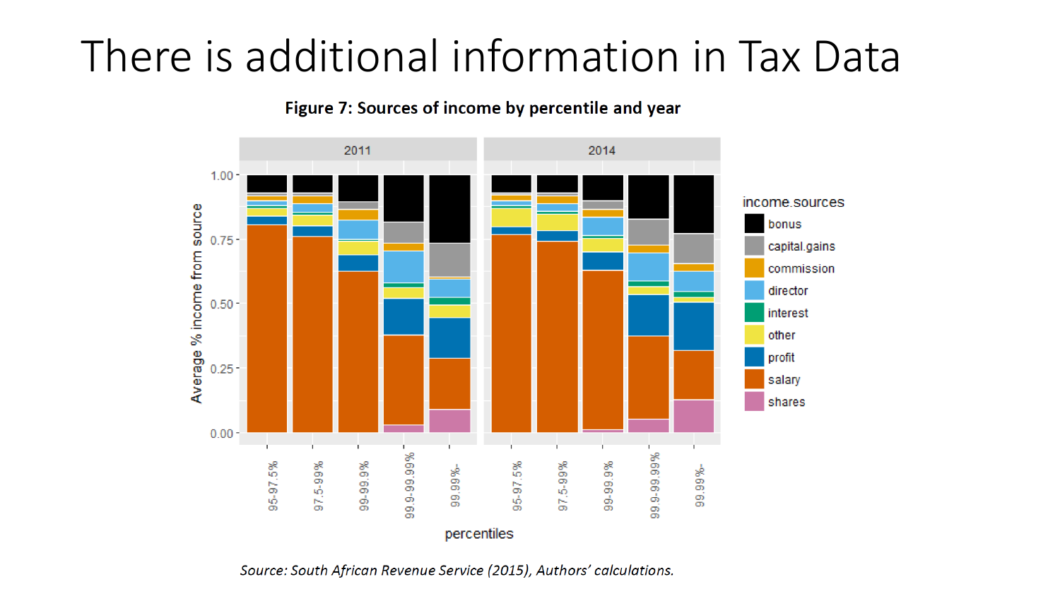# There is additional information in Tax Data

**Figure 7: Sources of income by percentile and year**

*Source: South African Revenue Service (2015), Authors' calculations.*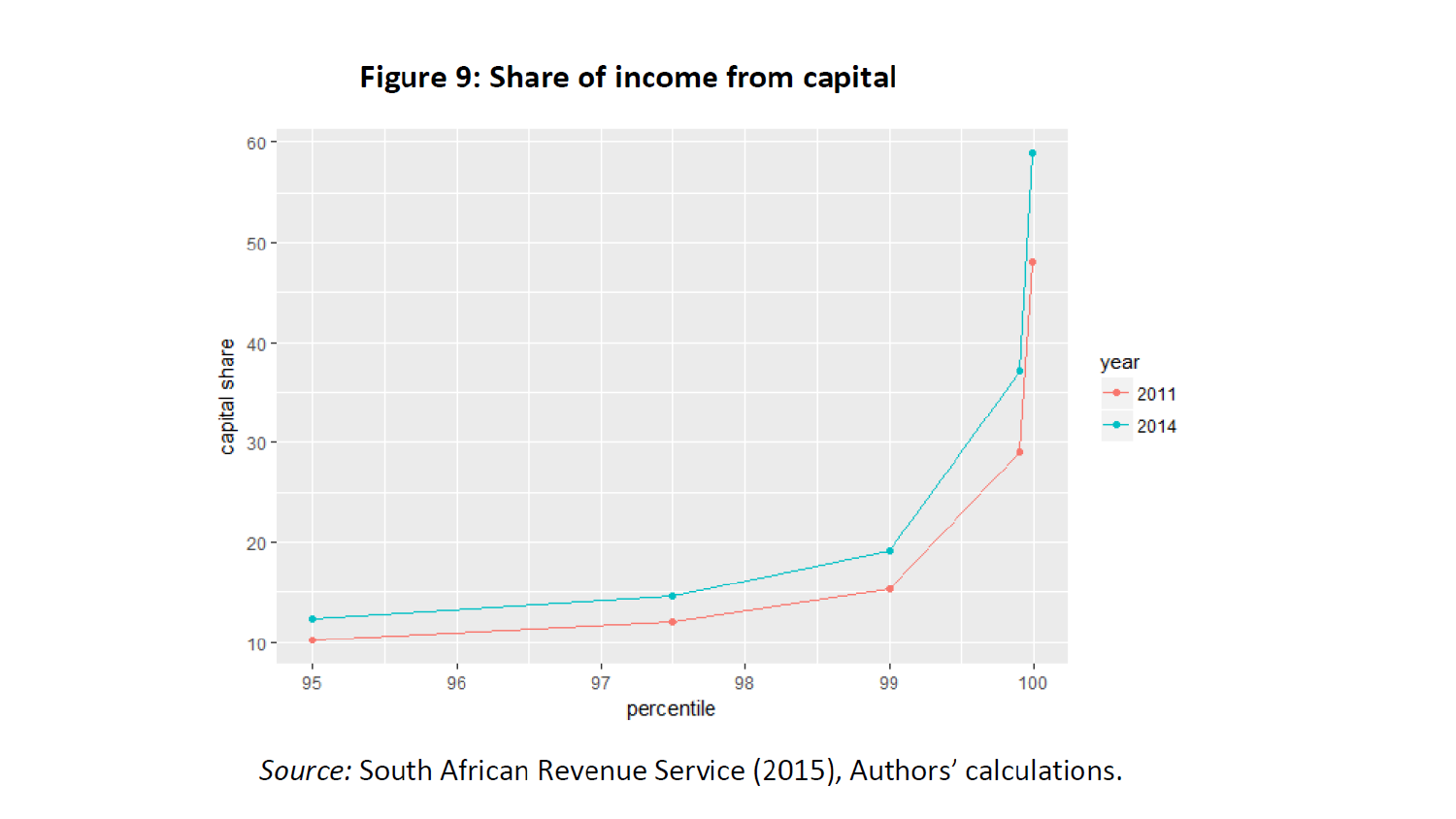**Figure 9: Share of income from capital**

*Source:* South African Revenue Service (2015), Authors' calculations.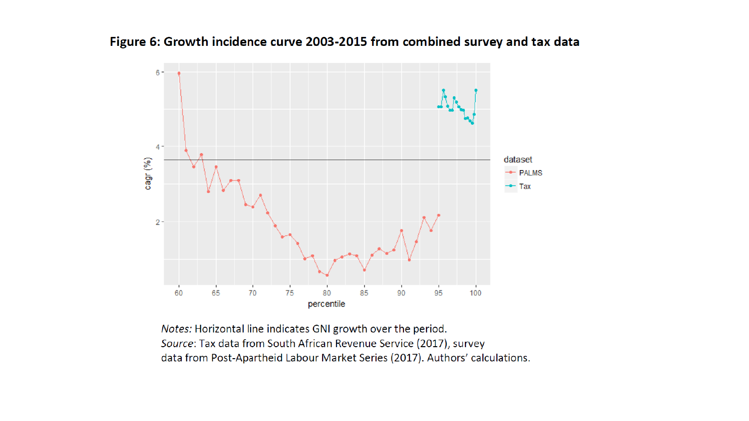**Figure 6: Growth incidence curve 2003-2015 from combined survey and tax data**

*Notes:* Horizontal line indicates GNI growth over the period.
*Source*: Tax data from South African Revenue Service (2017), survey data from Post-Apartheid Labour Market Series (2017). Authors' calculations.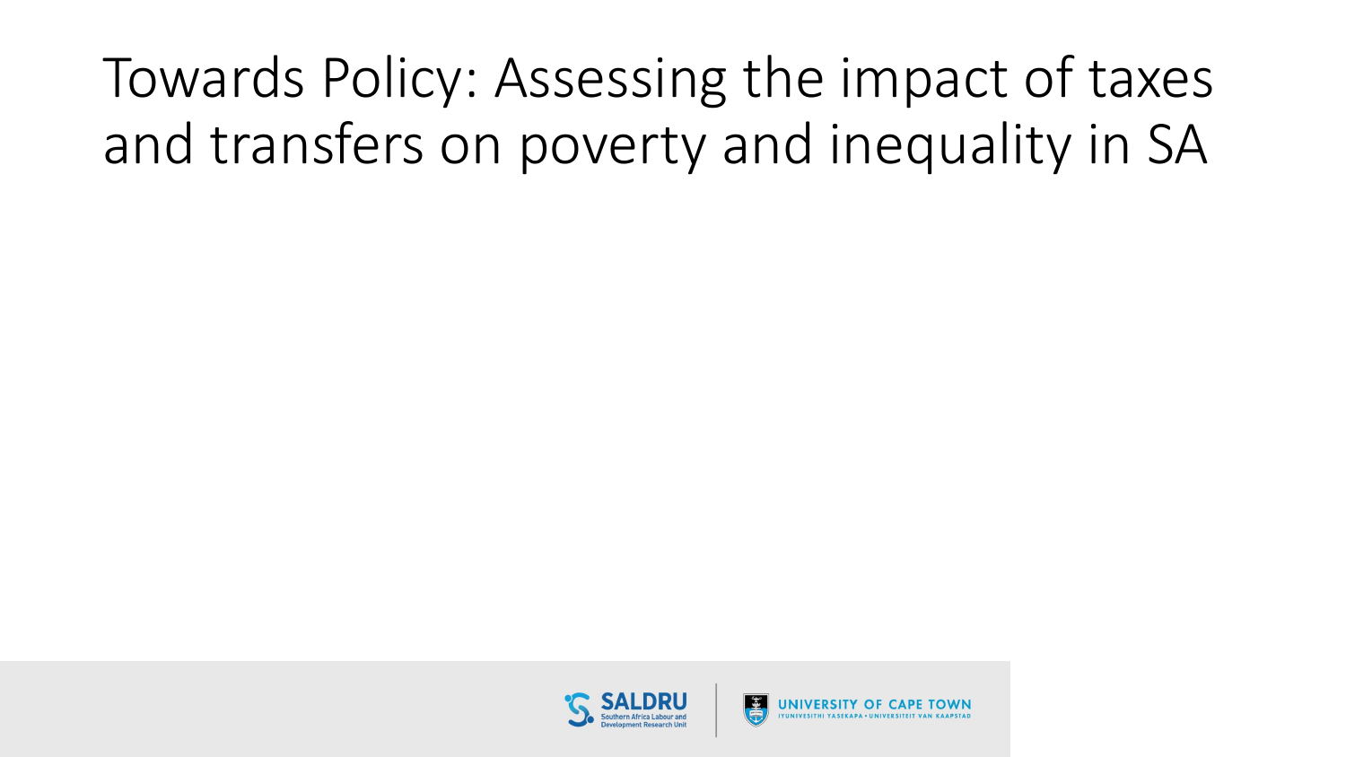# Towards Policy: Assessing the impact of taxes and transfers on poverty and inequality in SA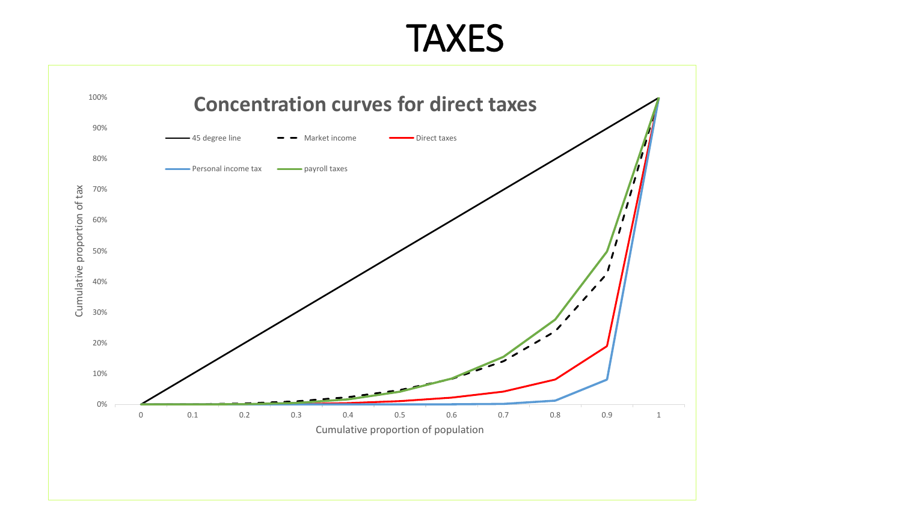# TAXES

**Concentration curves for direct taxes**

Legend: 45 degree line; Market income; Direct taxes; Personal income tax; payroll taxes

Y-axis: Cumulative proportion of tax (0%, 10%, 20%, 30%, 40%, 50%, 60%, 70%, 80%, 90%, 100%)

X-axis: Cumulative proportion of population (0, 0.1, 0.2, 0.3, 0.4, 0.5, 0.6, 0.7, 0.8, 0.9, 1)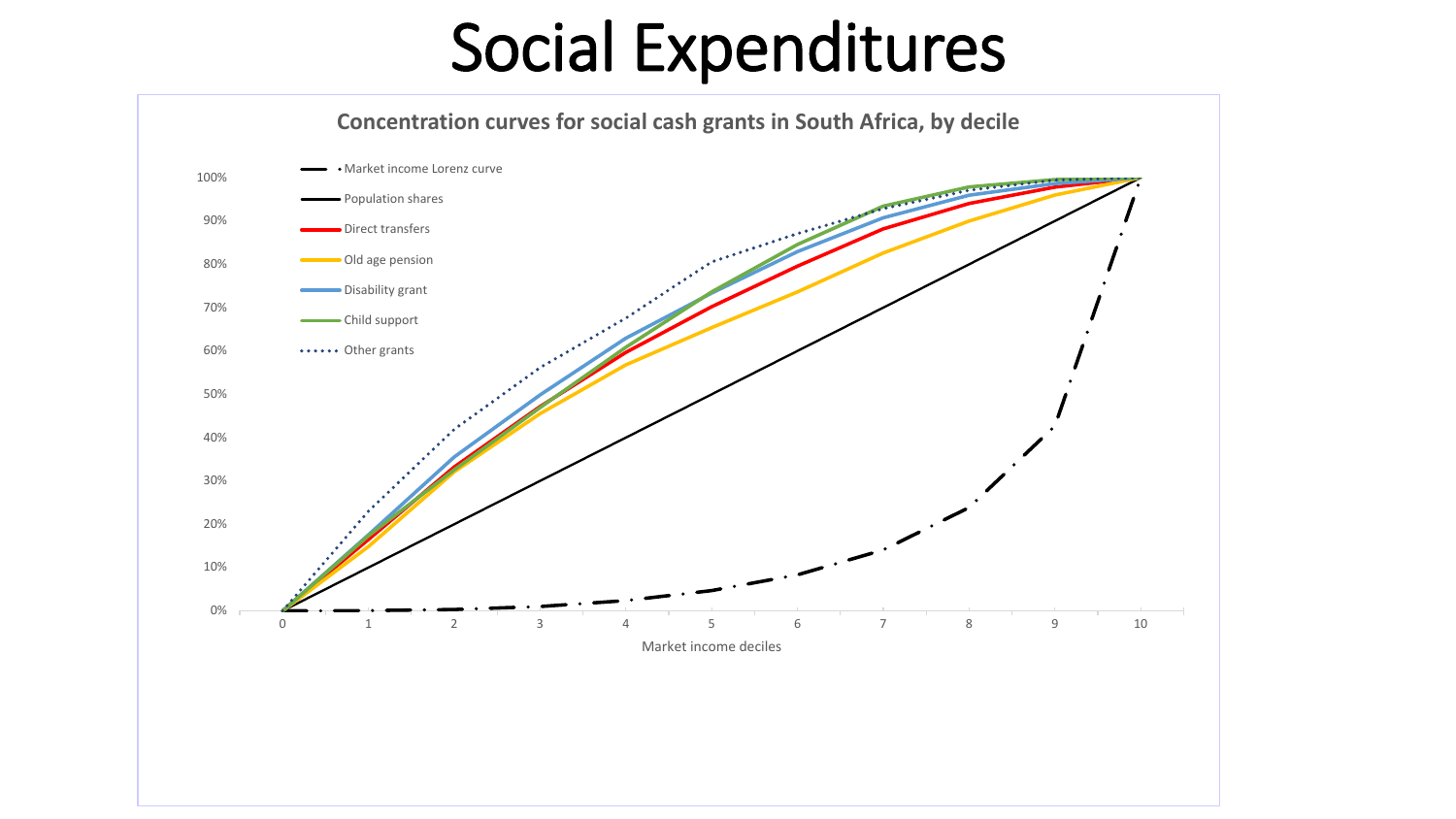# Social Expenditures

**Concentration curves for social cash grants in South Africa, by decile**

- Market income Lorenz curve
- Population shares
- Direct transfers
- Old age pension
- Disability grant
- Child support
- Other grants

Market income deciles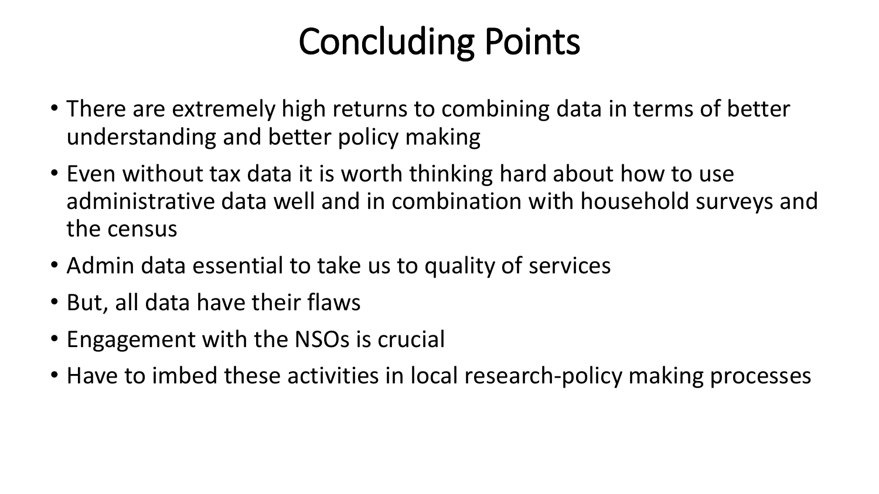# Concluding Points

- There are extremely high returns to combining data in terms of better understanding and better policy making
- Even without tax data it is worth thinking hard about how to use administrative data well and in combination with household surveys and the census
- Admin data essential to take us to quality of services
- But, all data have their flaws
- Engagement with the NSOs is crucial
- Have to imbed these activities in local research-policy making processes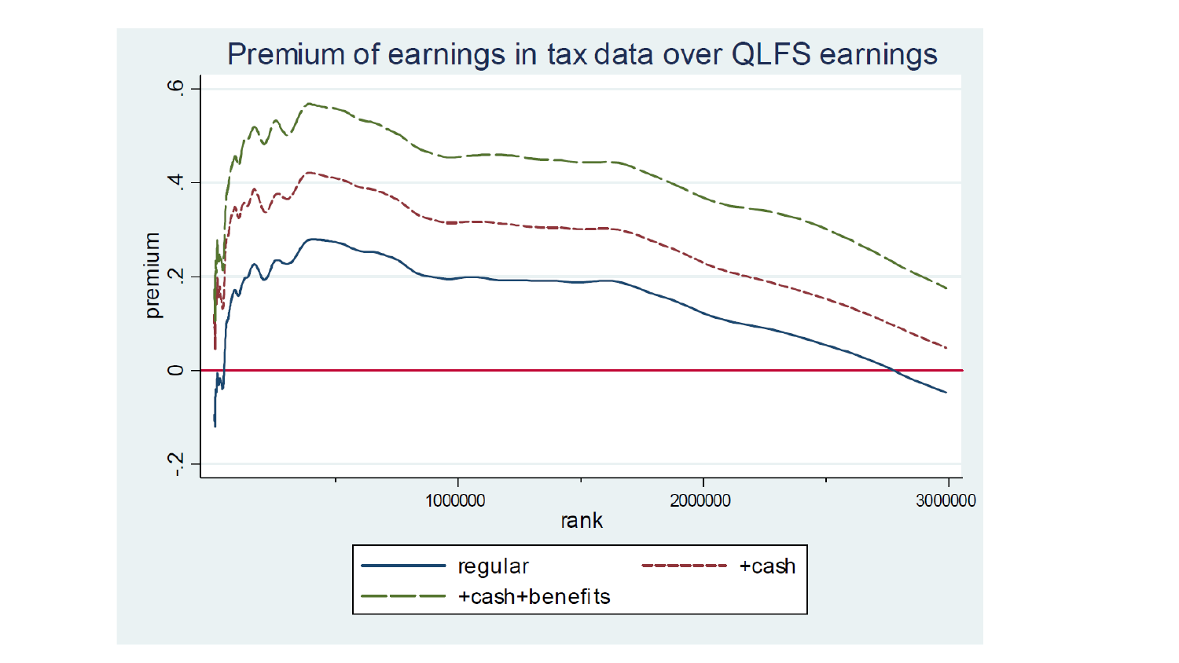Premium of earnings in tax data over QLFS earnings

premium

.6

.4

.2

0

-.2

1000000

2000000

3000000

rank

regular

+cash

+cash+benefits